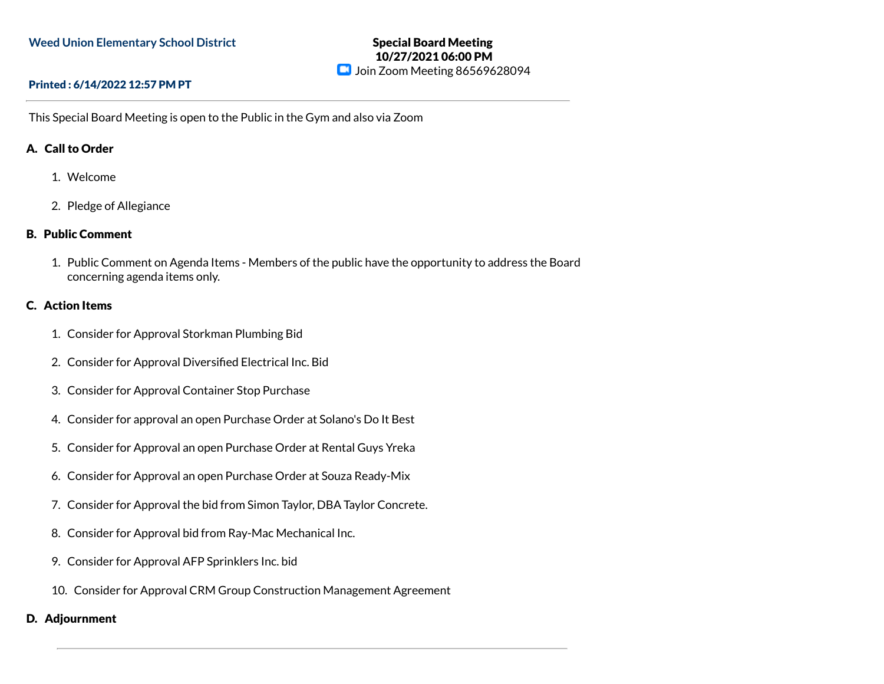**Weed Union Elementary School District**

**Special Board Meeting**
**10/27/2021 06:00 PM**
Join Zoom Meeting 86569628094

**Printed : 6/14/2022 12:57 PM PT**

---

This Special Board Meeting is open to the Public in the Gym and also via Zoom

## A. Call to Order

1. Welcome
2. Pledge of Allegiance

## B. Public Comment

1. Public Comment on Agenda Items - Members of the public have the opportunity to address the Board concerning agenda items only.

## C. Action Items

1. Consider for Approval Storkman Plumbing Bid
2. Consider for Approval Diversified Electrical Inc. Bid
3. Consider for Approval Container Stop Purchase
4. Consider for approval an open Purchase Order at Solano's Do It Best
5. Consider for Approval an open Purchase Order at Rental Guys Yreka
6. Consider for Approval an open Purchase Order at Souza Ready-Mix
7. Consider for Approval the bid from Simon Taylor, DBA Taylor Concrete.
8. Consider for Approval bid from Ray-Mac Mechanical Inc.
9. Consider for Approval AFP Sprinklers Inc. bid
10. Consider for Approval CRM Group Construction Management Agreement

## D. Adjournment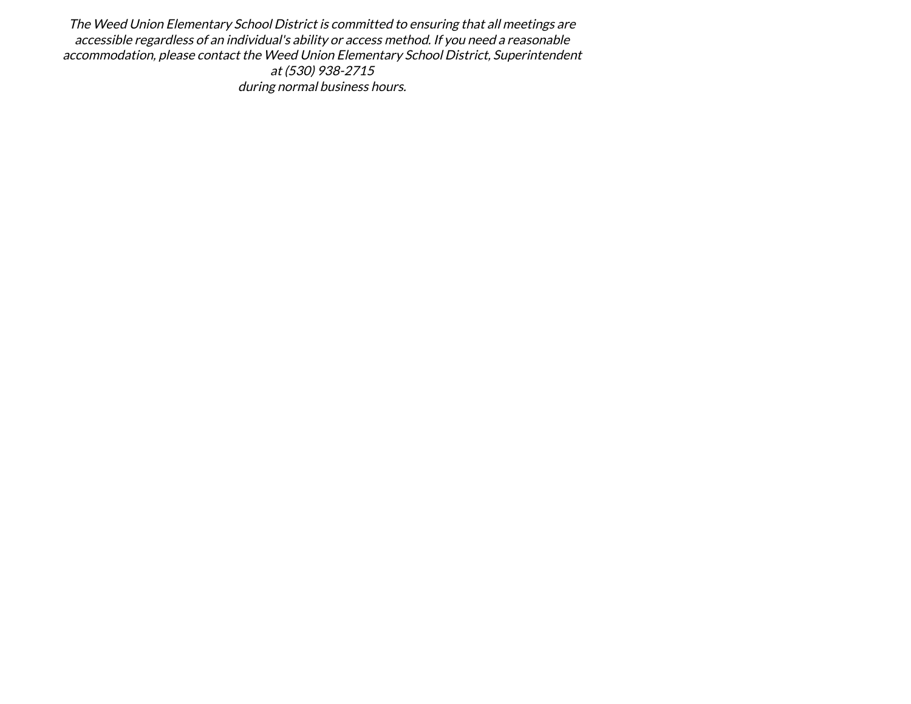*The Weed Union Elementary School District is committed to ensuring that all meetings are accessible regardless of an individual's ability or access method. If you need a reasonable accommodation, please contact the Weed Union Elementary School District, Superintendent at (530) 938-2715 during normal business hours.*